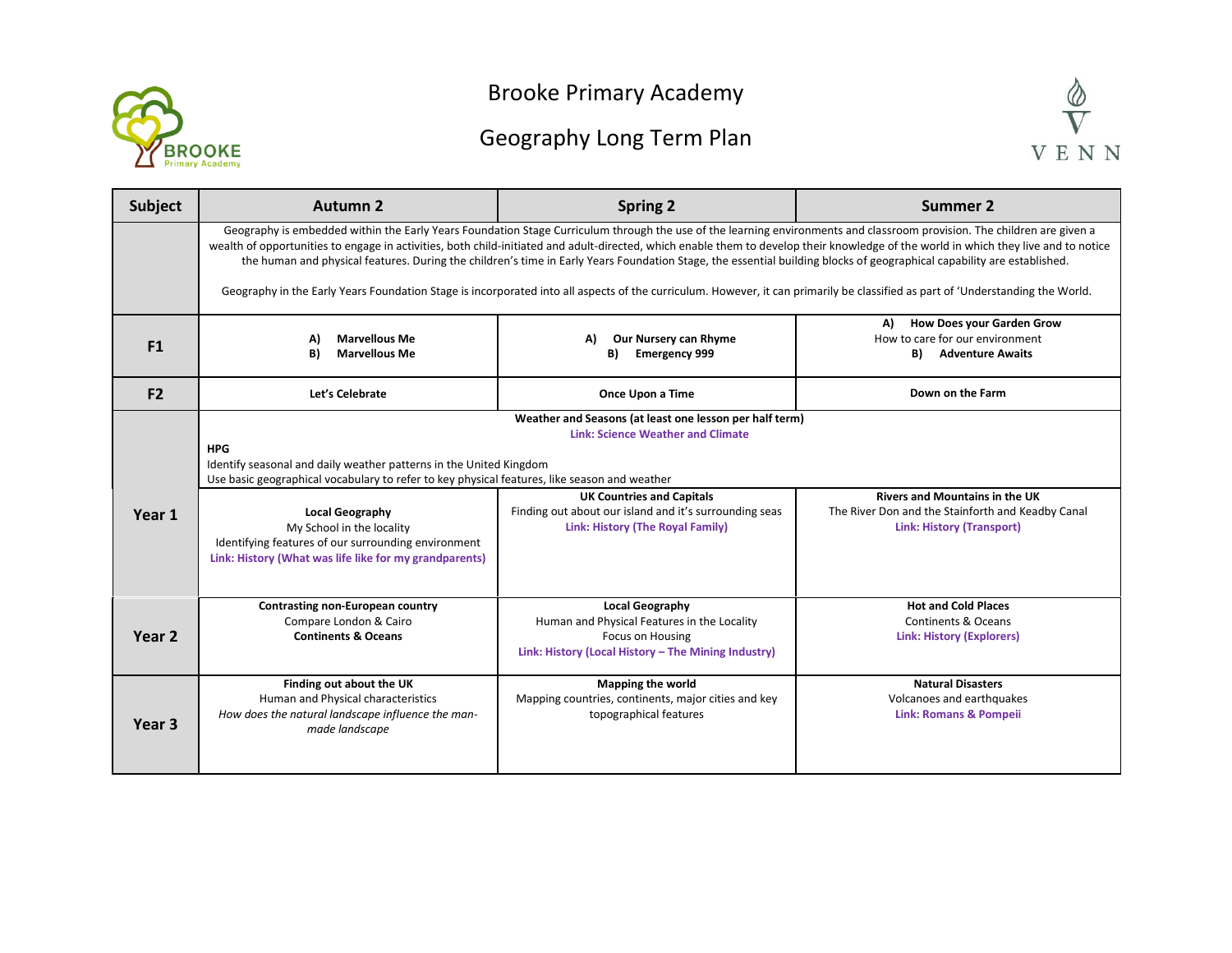# Brooke Primary Academy

## Geography Long Term Plan

| Subject | Autumn 2 | Spring 2 | Summer 2 |
|---|---|---|---|
| | Geography is embedded within the Early Years Foundation Stage Curriculum through the use of the learning environments and classroom provision. The children are given a wealth of opportunities to engage in activities, both child-initiated and adult-directed, which enable them to develop their knowledge of the world in which they live and to notice the human and physical features. During the children's time in Early Years Foundation Stage, the essential building blocks of geographical capability are established.<br><br>Geography in the Early Years Foundation Stage is incorporated into all aspects of the curriculum. However, it can primarily be classified as part of 'Understanding the World. | | |
| **F1** | **A) Marvellous Me**<br>**B) Marvellous Me** | **A) Our Nursery can Rhyme**<br>**B) Emergency 999** | **A) How Does your Garden Grow**<br>How to care for our environment<br>**B) Adventure Awaits** |
| **F2** | **Let's Celebrate** | **Once Upon a Time** | **Down on the Farm** |
| **Year 1** | **Weather and Seasons (at least one lesson per half term)**<br>**Link: Science Weather and Climate**<br>**HPG**<br>Identify seasonal and daily weather patterns in the United Kingdom<br>Use basic geographical vocabulary to refer to key physical features, like season and weather | | |
| | **Local Geography**<br>My School in the locality<br>Identifying features of our surrounding environment<br>**Link: History (What was life like for my grandparents)** | **UK Countries and Capitals**<br>Finding out about our island and it's surrounding seas<br>**Link: History (The Royal Family)** | **Rivers and Mountains in the UK**<br>The River Don and the Stainforth and Keadby Canal<br>**Link: History (Transport)** |
| **Year 2** | **Contrasting non-European country**<br>Compare London & Cairo<br>**Continents & Oceans** | **Local Geography**<br>Human and Physical Features in the Locality<br>Focus on Housing<br>**Link: History (Local History – The Mining Industry)** | **Hot and Cold Places**<br>Continents & Oceans<br>**Link: History (Explorers)** |
| **Year 3** | **Finding out about the UK**<br>Human and Physical characteristics<br>*How does the natural landscape influence the man-made landscape* | **Mapping the world**<br>Mapping countries, continents, major cities and key topographical features | **Natural Disasters**<br>Volcanoes and earthquakes<br>**Link: Romans & Pompeii** |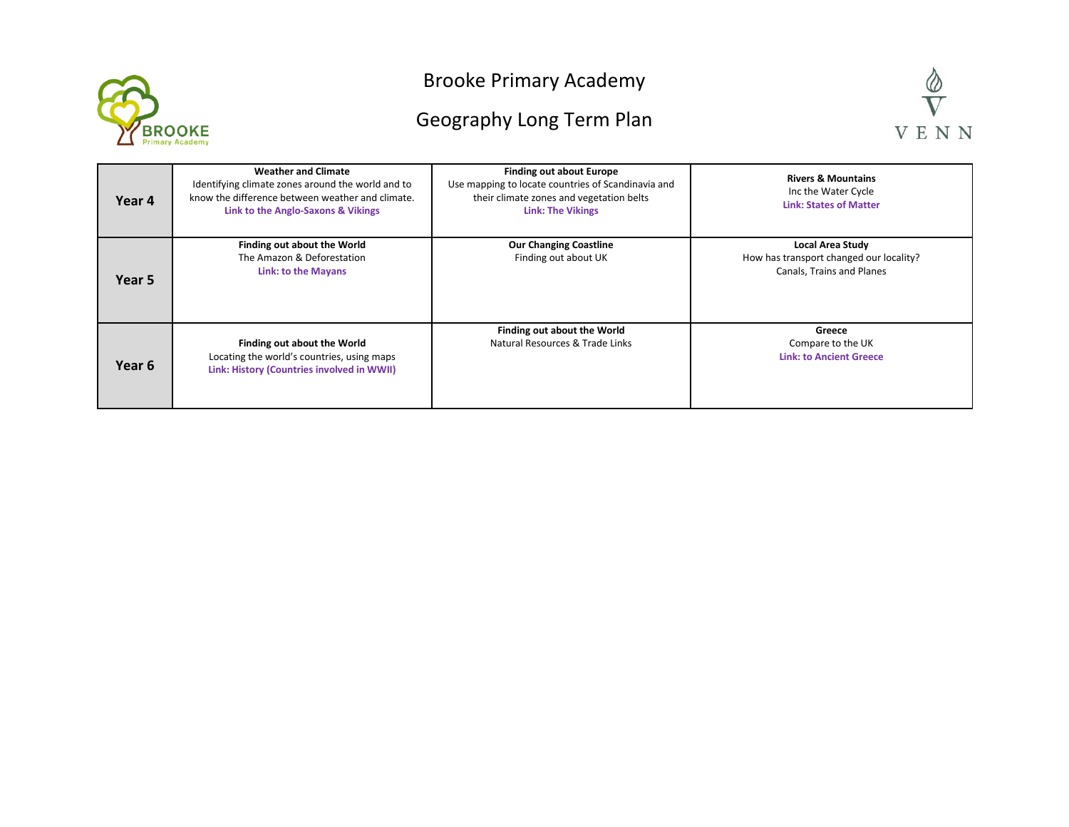# Brooke Primary Academy

## Geography Long Term Plan

| | | | |
|---|---|---|---|
| **Year 4** | **Weather and Climate**<br>Identifying climate zones around the world and to know the difference between weather and climate.<br>**Link to the Anglo-Saxons & Vikings** | **Finding out about Europe**<br>Use mapping to locate countries of Scandinavia and their climate zones and vegetation belts<br>**Link: The Vikings** | **Rivers & Mountains**<br>Inc the Water Cycle<br>**Link: States of Matter** |
| **Year 5** | **Finding out about the World**<br>The Amazon & Deforestation<br>**Link: to the Mayans** | **Our Changing Coastline**<br>Finding out about UK | **Local Area Study**<br>How has transport changed our locality?<br>Canals, Trains and Planes |
| **Year 6** | **Finding out about the World**<br>Locating the world's countries, using maps<br>**Link: History (Countries involved in WWII)** | **Finding out about the World**<br>Natural Resources & Trade Links | **Greece**<br>Compare to the UK<br>**Link: to Ancient Greece** |